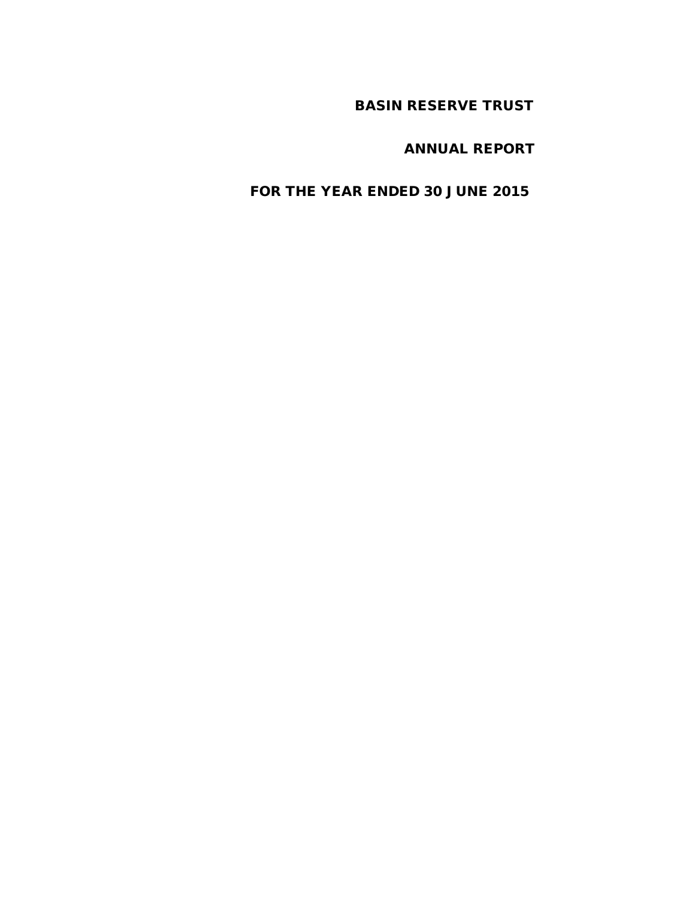# BASIN RESERVE TRUST

## ANNUAL REPORT

## FOR THE YEAR ENDED 30 JUNE 2015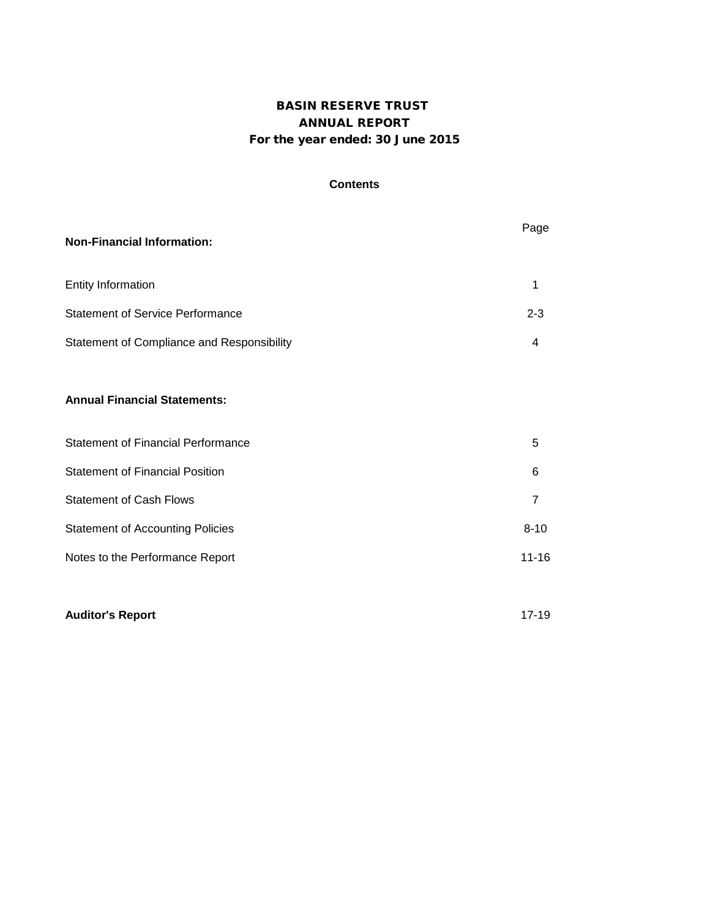# BASIN RESERVE TRUST
## ANNUAL REPORT
### For the year ended: 30 June 2015

**Contents**

| | Page |
|---|---|
| **Non-Financial Information:** | |
| Entity Information | 1 |
| Statement of Service Performance | 2-3 |
| Statement of Compliance and Responsibility | 4 |
| **Annual Financial Statements:** | |
| Statement of Financial Performance | 5 |
| Statement of Financial Position | 6 |
| Statement of Cash Flows | 7 |
| Statement of Accounting Policies | 8-10 |
| Notes to the Performance Report | 11-16 |
| **Auditor's Report** | 17-19 |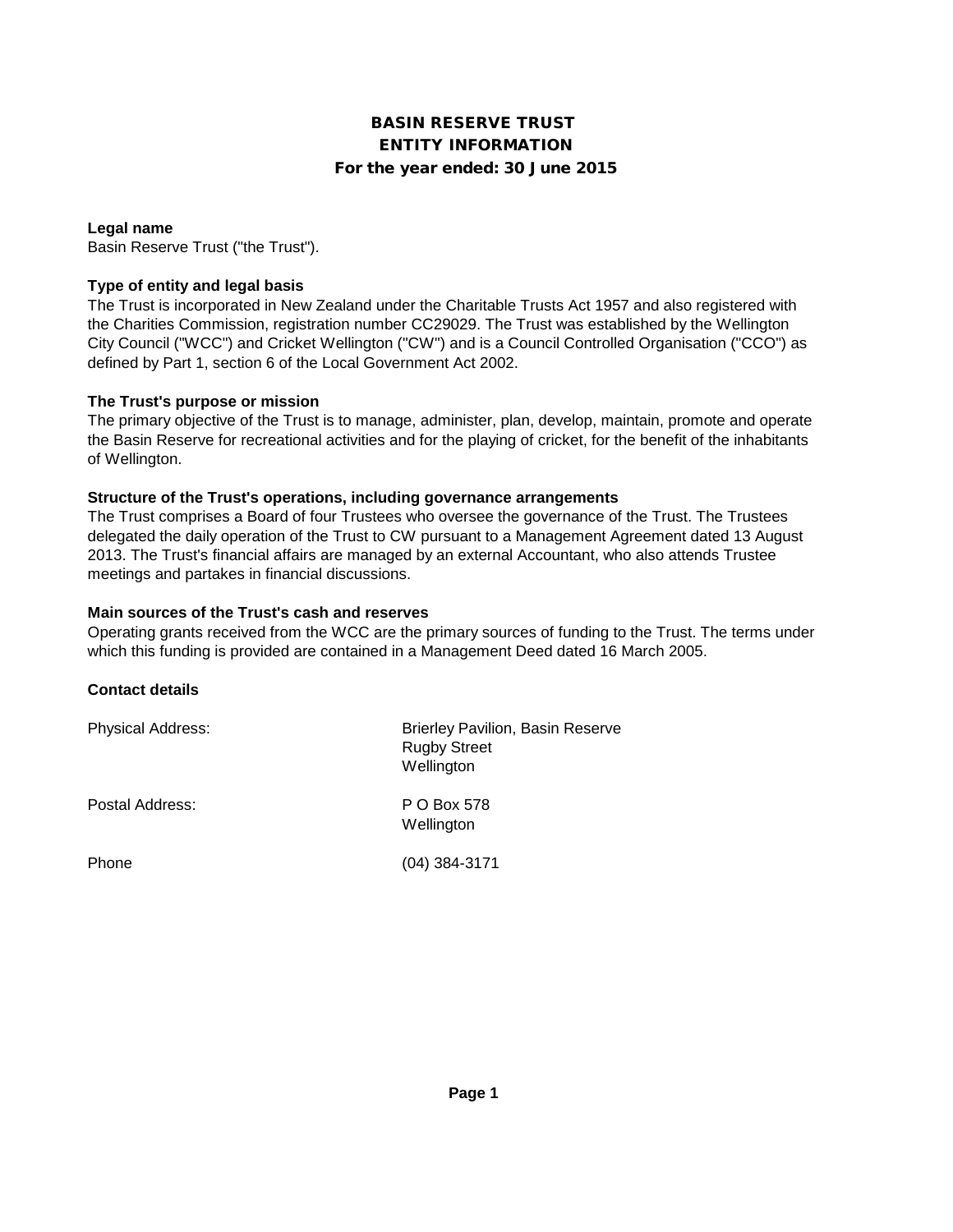# BASIN RESERVE TRUST
## ENTITY INFORMATION
### For the year ended: 30 June 2015

**Legal name**

Basin Reserve Trust ("the Trust").

**Type of entity and legal basis**

The Trust is incorporated in New Zealand under the Charitable Trusts Act 1957 and also registered with the Charities Commission, registration number CC29029. The Trust was established by the Wellington City Council ("WCC") and Cricket Wellington ("CW") and is a Council Controlled Organisation ("CCO") as defined by Part 1, section 6 of the Local Government Act 2002.

**The Trust's purpose or mission**

The primary objective of the Trust is to manage, administer, plan, develop, maintain, promote and operate the Basin Reserve for recreational activities and for the playing of cricket, for the benefit of the inhabitants of Wellington.

**Structure of the Trust's operations, including governance arrangements**

The Trust comprises a Board of four Trustees who oversee the governance of the Trust. The Trustees delegated the daily operation of the Trust to CW pursuant to a Management Agreement dated 13 August 2013. The Trust's financial affairs are managed by an external Accountant, who also attends Trustee meetings and partakes in financial discussions.

**Main sources of the Trust's cash and reserves**

Operating grants received from the WCC are the primary sources of funding to the Trust. The terms under which this funding is provided are contained in a Management Deed dated 16 March 2005.

**Contact details**

| | |
|---|---|
| Physical Address: | Brierley Pavilion, Basin Reserve<br>Rugby Street<br>Wellington |
| Postal Address: | P O Box 578<br>Wellington |
| Phone | (04) 384-3171 |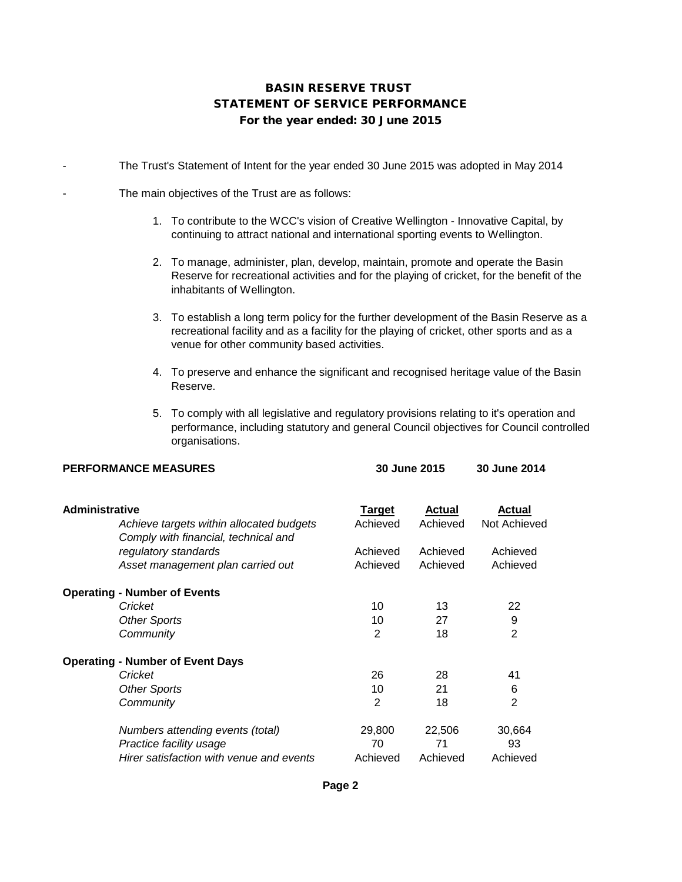# BASIN RESERVE TRUST

## STATEMENT OF SERVICE PERFORMANCE

### For the year ended: 30 June 2015

- The Trust's Statement of Intent for the year ended 30 June 2015 was adopted in May 2014
- The main objectives of the Trust are as follows:
  1. To contribute to the WCC's vision of Creative Wellington - Innovative Capital, by continuing to attract national and international sporting events to Wellington.
  2. To manage, administer, plan, develop, maintain, promote and operate the Basin Reserve for recreational activities and for the playing of cricket, for the benefit of the inhabitants of Wellington.
  3. To establish a long term policy for the further development of the Basin Reserve as a recreational facility and as a facility for the playing of cricket, other sports and as a venue for other community based activities.
  4. To preserve and enhance the significant and recognised heritage value of the Basin Reserve.
  5. To comply with all legislative and regulatory provisions relating to it's operation and performance, including statutory and general Council objectives for Council controlled organisations.

| **PERFORMANCE MEASURES** | **30 June 2015** | | **30 June 2014** |
|---|---|---|---|
| | **Target** | **Actual** | **Actual** |
| **Administrative** | | | |
| *Achieve targets within allocated budgets* | Achieved | Achieved | Not Achieved |
| *Comply with financial, technical and regulatory standards* | Achieved | Achieved | Achieved |
| *Asset management plan carried out* | Achieved | Achieved | Achieved |
| **Operating - Number of Events** | | | |
| *Cricket* | 10 | 13 | 22 |
| *Other Sports* | 10 | 27 | 9 |
| *Community* | 2 | 18 | 2 |
| **Operating - Number of Event Days** | | | |
| *Cricket* | 26 | 28 | 41 |
| *Other Sports* | 10 | 21 | 6 |
| *Community* | 2 | 18 | 2 |
| *Numbers attending events (total)* | 29,800 | 22,506 | 30,664 |
| *Practice facility usage* | 70 | 71 | 93 |
| *Hirer satisfaction with venue and events* | Achieved | Achieved | Achieved |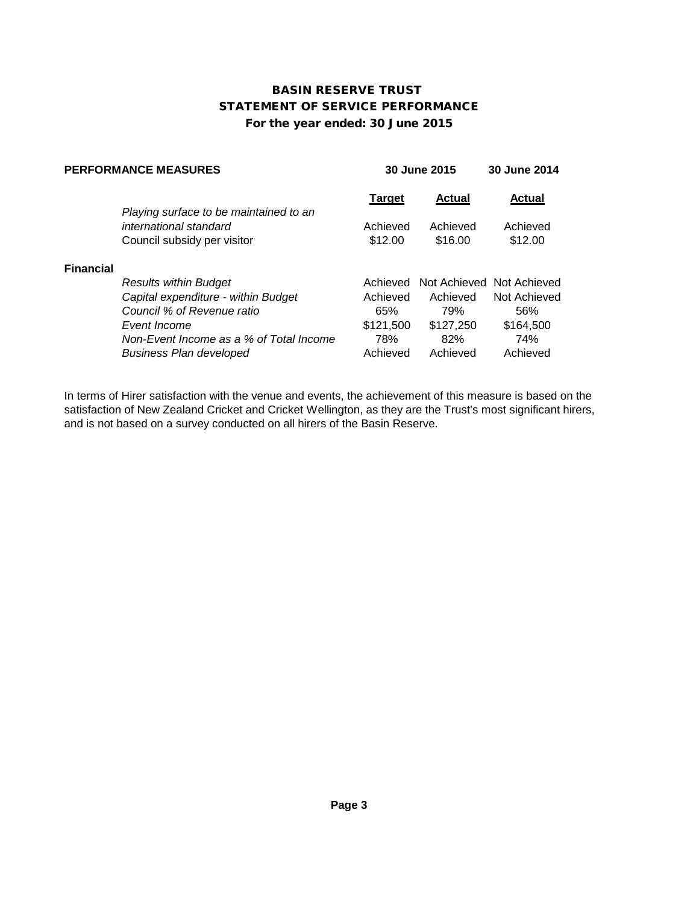# BASIN RESERVE TRUST
## STATEMENT OF SERVICE PERFORMANCE
### For the year ended: 30 June 2015

| PERFORMANCE MEASURES | | 30 June 2015 | | 30 June 2014 |
|---|---|---|---|---|
| | | **Target** | **Actual** | **Actual** |
| | *Playing surface to be maintained to an international standard* | Achieved | Achieved | Achieved |
| | Council subsidy per visitor | $12.00 | $16.00 | $12.00 |
| **Financial** | | | | |
| | *Results within Budget* | Achieved | Not Achieved | Not Achieved |
| | *Capital expenditure - within Budget* | Achieved | Achieved | Not Achieved |
| | *Council % of Revenue ratio* | 65% | 79% | 56% |
| | *Event Income* | $121,500 | $127,250 | $164,500 |
| | *Non-Event Income as a % of Total Income* | 78% | 82% | 74% |
| | *Business Plan developed* | Achieved | Achieved | Achieved |

In terms of Hirer satisfaction with the venue and events, the achievement of this measure is based on the satisfaction of New Zealand Cricket and Cricket Wellington, as they are the Trust's most significant hirers, and is not based on a survey conducted on all hirers of the Basin Reserve.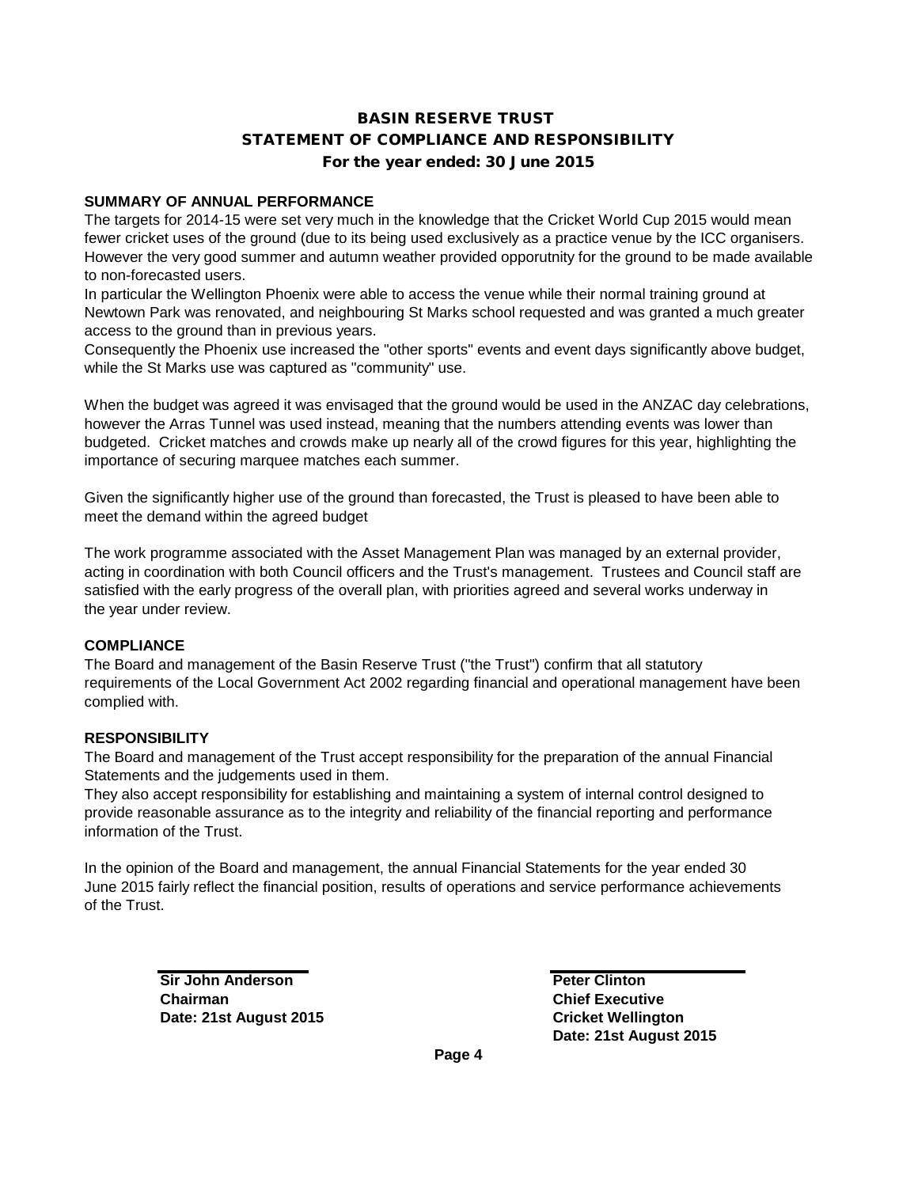# BASIN RESERVE TRUST
## STATEMENT OF COMPLIANCE AND RESPONSIBILITY
### For the year ended: 30 June 2015

**SUMMARY OF ANNUAL PERFORMANCE**

The targets for 2014-15 were set very much in the knowledge that the Cricket World Cup 2015 would mean fewer cricket uses of the ground (due to its being used exclusively as a practice venue by the ICC organisers. However the very good summer and autumn weather provided opporutnity for the ground to be made available to non-forecasted users.

In particular the Wellington Phoenix were able to access the venue while their normal training ground at Newtown Park was renovated, and neighbouring St Marks school requested and was granted a much greater access to the ground than in previous years.

Consequently the Phoenix use increased the "other sports" events and event days significantly above budget, while the St Marks use was captured as "community" use.

When the budget was agreed it was envisaged that the ground would be used in the ANZAC day celebrations, however the Arras Tunnel was used instead, meaning that the numbers attending events was lower than budgeted. Cricket matches and crowds make up nearly all of the crowd figures for this year, highlighting the importance of securing marquee matches each summer.

Given the significantly higher use of the ground than forecasted, the Trust is pleased to have been able to meet the demand within the agreed budget

The work programme associated with the Asset Management Plan was managed by an external provider, acting in coordination with both Council officers and the Trust's management. Trustees and Council staff are satisfied with the early progress of the overall plan, with priorities agreed and several works underway in the year under review.

**COMPLIANCE**

The Board and management of the Basin Reserve Trust ("the Trust") confirm that all statutory requirements of the Local Government Act 2002 regarding financial and operational management have been complied with.

**RESPONSIBILITY**

The Board and management of the Trust accept responsibility for the preparation of the annual Financial Statements and the judgements used in them.

They also accept responsibility for establishing and maintaining a system of internal control designed to provide reasonable assurance as to the integrity and reliability of the financial reporting and performance information of the Trust.

In the opinion of the Board and management, the annual Financial Statements for the year ended 30 June 2015 fairly reflect the financial position, results of operations and service performance achievements of the Trust.

**Sir John Anderson**
**Chairman**
**Date: 21st August 2015**

**Peter Clinton**
**Chief Executive**
**Cricket Wellington**
**Date: 21st August 2015**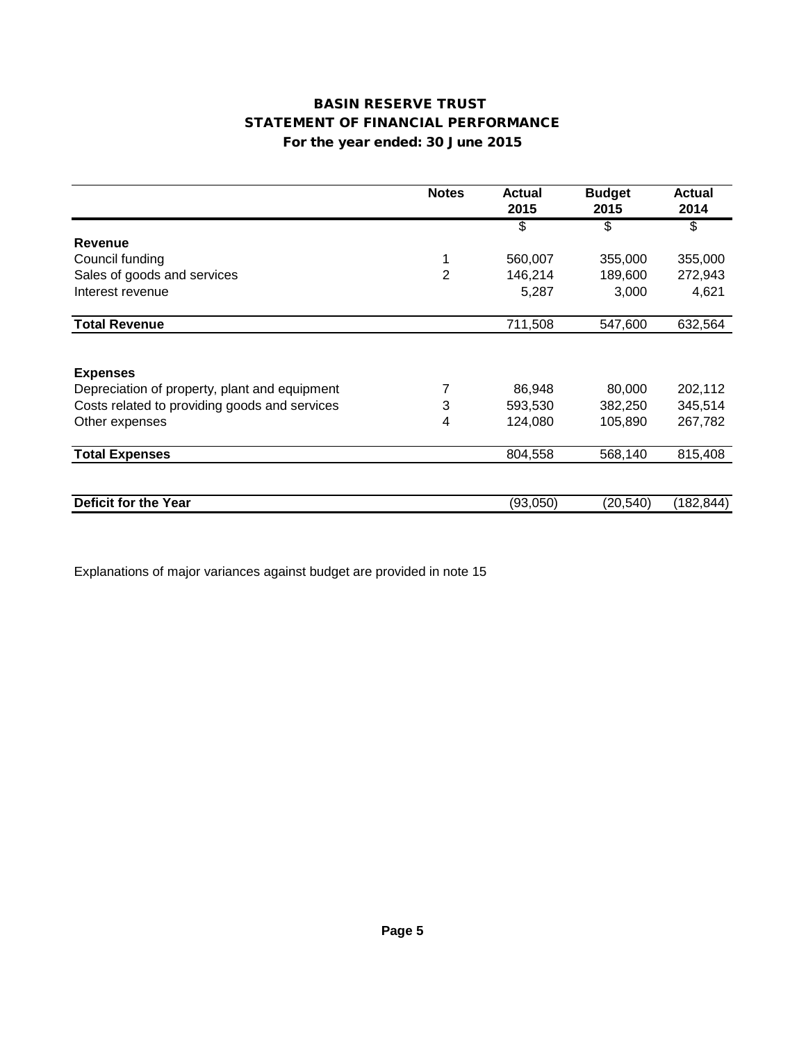# BASIN RESERVE TRUST
## STATEMENT OF FINANCIAL PERFORMANCE
### For the year ended: 30 June 2015

| | Notes | Actual 2015 | Budget 2015 | Actual 2014 |
|---|---|---|---|---|
| | | $ | $ | $ |
| **Revenue** | | | | |
| Council funding | 1 | 560,007 | 355,000 | 355,000 |
| Sales of goods and services | 2 | 146,214 | 189,600 | 272,943 |
| Interest revenue | | 5,287 | 3,000 | 4,621 |
| **Total Revenue** | | 711,508 | 547,600 | 632,564 |
| **Expenses** | | | | |
| Depreciation of property, plant and equipment | 7 | 86,948 | 80,000 | 202,112 |
| Costs related to providing goods and services | 3 | 593,530 | 382,250 | 345,514 |
| Other expenses | 4 | 124,080 | 105,890 | 267,782 |
| **Total Expenses** | | 804,558 | 568,140 | 815,408 |
| **Deficit for the Year** | | (93,050) | (20,540) | (182,844) |

Explanations of major variances against budget are provided in note 15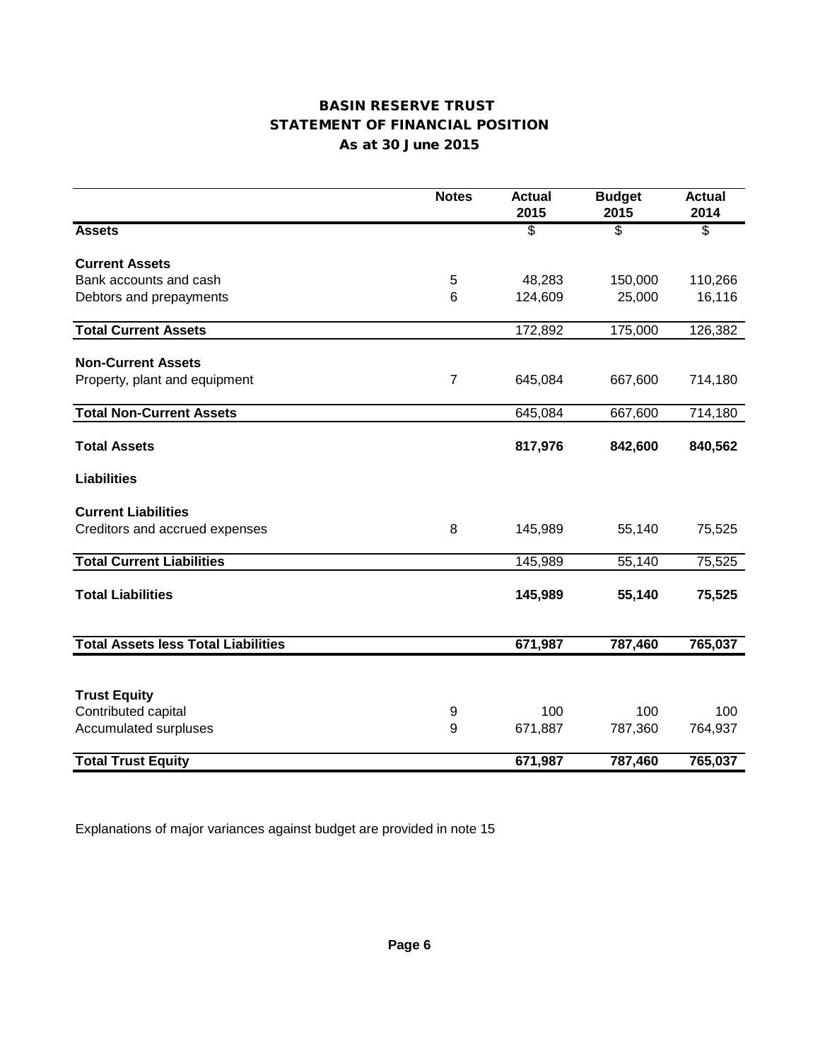# BASIN RESERVE TRUST
## STATEMENT OF FINANCIAL POSITION
### As at 30 June 2015

| | Notes | Actual 2015 | Budget 2015 | Actual 2014 |
|---|---|---|---|---|
| **Assets** | | $ | $ | $ |
| **Current Assets** | | | | |
| Bank accounts and cash | 5 | 48,283 | 150,000 | 110,266 |
| Debtors and prepayments | 6 | 124,609 | 25,000 | 16,116 |
| **Total Current Assets** | | 172,892 | 175,000 | 126,382 |
| **Non-Current Assets** | | | | |
| Property, plant and equipment | 7 | 645,084 | 667,600 | 714,180 |
| **Total Non-Current Assets** | | 645,084 | 667,600 | 714,180 |
| **Total Assets** | | **817,976** | **842,600** | **840,562** |
| **Liabilities** | | | | |
| **Current Liabilities** | | | | |
| Creditors and accrued expenses | 8 | 145,989 | 55,140 | 75,525 |
| **Total Current Liabilities** | | 145,989 | 55,140 | 75,525 |
| **Total Liabilities** | | **145,989** | **55,140** | **75,525** |
| **Total Assets less Total Liabilities** | | **671,987** | **787,460** | **765,037** |
| **Trust Equity** | | | | |
| Contributed capital | 9 | 100 | 100 | 100 |
| Accumulated surpluses | 9 | 671,887 | 787,360 | 764,937 |
| **Total Trust Equity** | | **671,987** | **787,460** | **765,037** |

Explanations of major variances against budget are provided in note 15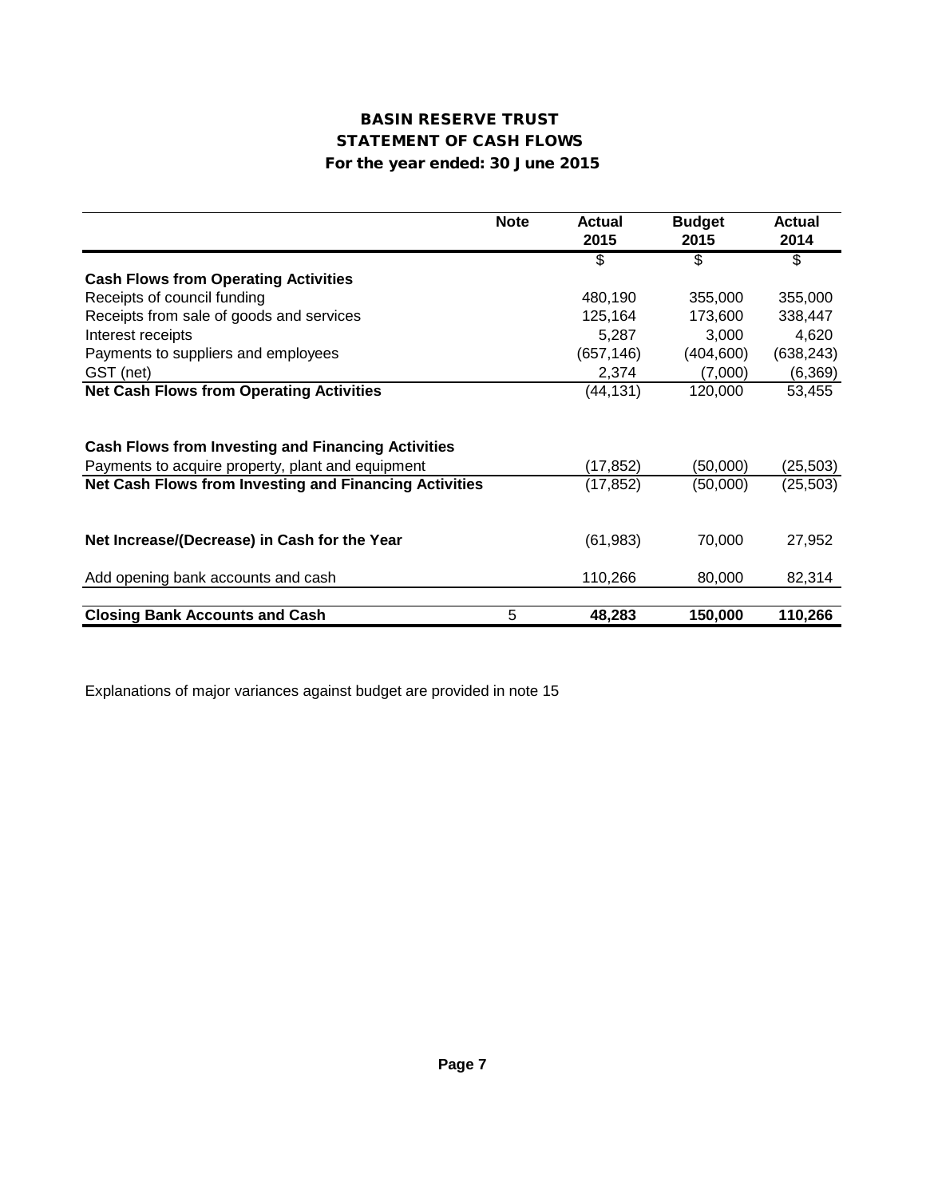# BASIN RESERVE TRUST
## STATEMENT OF CASH FLOWS
### For the year ended: 30 June 2015

| | Note | Actual 2015 | Budget 2015 | Actual 2014 |
|---|---|---|---|---|
| | | $ | $ | $ |
| **Cash Flows from Operating Activities** | | | | |
| Receipts of council funding | | 480,190 | 355,000 | 355,000 |
| Receipts from sale of goods and services | | 125,164 | 173,600 | 338,447 |
| Interest receipts | | 5,287 | 3,000 | 4,620 |
| Payments to suppliers and employees | | (657,146) | (404,600) | (638,243) |
| GST (net) | | 2,374 | (7,000) | (6,369) |
| **Net Cash Flows from Operating Activities** | | (44,131) | 120,000 | 53,455 |
| | | | | |
| **Cash Flows from Investing and Financing Activities** | | | | |
| Payments to acquire property, plant and equipment | | (17,852) | (50,000) | (25,503) |
| **Net Cash Flows from Investing and Financing Activities** | | (17,852) | (50,000) | (25,503) |
| | | | | |
| **Net Increase/(Decrease) in Cash for the Year** | | (61,983) | 70,000 | 27,952 |
| | | | | |
| Add opening bank accounts and cash | | 110,266 | 80,000 | 82,314 |
| | | | | |
| **Closing Bank Accounts and Cash** | 5 | **48,283** | **150,000** | **110,266** |

Explanations of major variances against budget are provided in note 15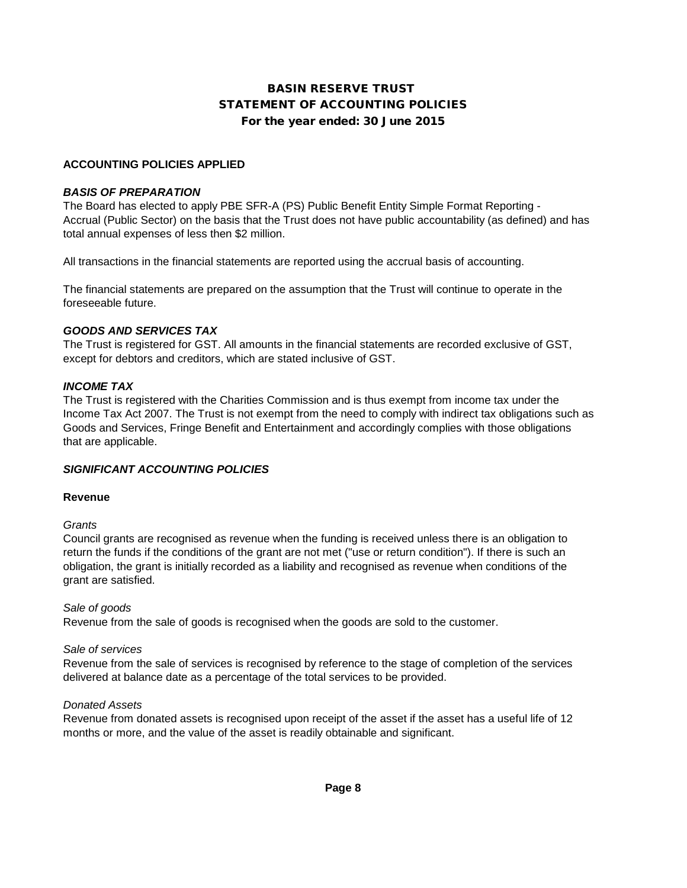# BASIN RESERVE TRUST
## STATEMENT OF ACCOUNTING POLICIES
### For the year ended: 30 June 2015

**ACCOUNTING POLICIES APPLIED**

***BASIS OF PREPARATION***

The Board has elected to apply PBE SFR-A (PS) Public Benefit Entity Simple Format Reporting - Accrual (Public Sector) on the basis that the Trust does not have public accountability (as defined) and has total annual expenses of less then $2 million.

All transactions in the financial statements are reported using the accrual basis of accounting.

The financial statements are prepared on the assumption that the Trust will continue to operate in the foreseeable future.

***GOODS AND SERVICES TAX***

The Trust is registered for GST. All amounts in the financial statements are recorded exclusive of GST, except for debtors and creditors, which are stated inclusive of GST.

***INCOME TAX***

The Trust is registered with the Charities Commission and is thus exempt from income tax under the Income Tax Act 2007. The Trust is not exempt from the need to comply with indirect tax obligations such as Goods and Services, Fringe Benefit and Entertainment and accordingly complies with those obligations that are applicable.

***SIGNIFICANT ACCOUNTING POLICIES***

**Revenue**

*Grants*

Council grants are recognised as revenue when the funding is received unless there is an obligation to return the funds if the conditions of the grant are not met ("use or return condition"). If there is such an obligation, the grant is initially recorded as a liability and recognised as revenue when conditions of the grant are satisfied.

*Sale of goods*

Revenue from the sale of goods is recognised when the goods are sold to the customer.

*Sale of services*

Revenue from the sale of services is recognised by reference to the stage of completion of the services delivered at balance date as a percentage of the total services to be provided.

*Donated Assets*

Revenue from donated assets is recognised upon receipt of the asset if the asset has a useful life of 12 months or more, and the value of the asset is readily obtainable and significant.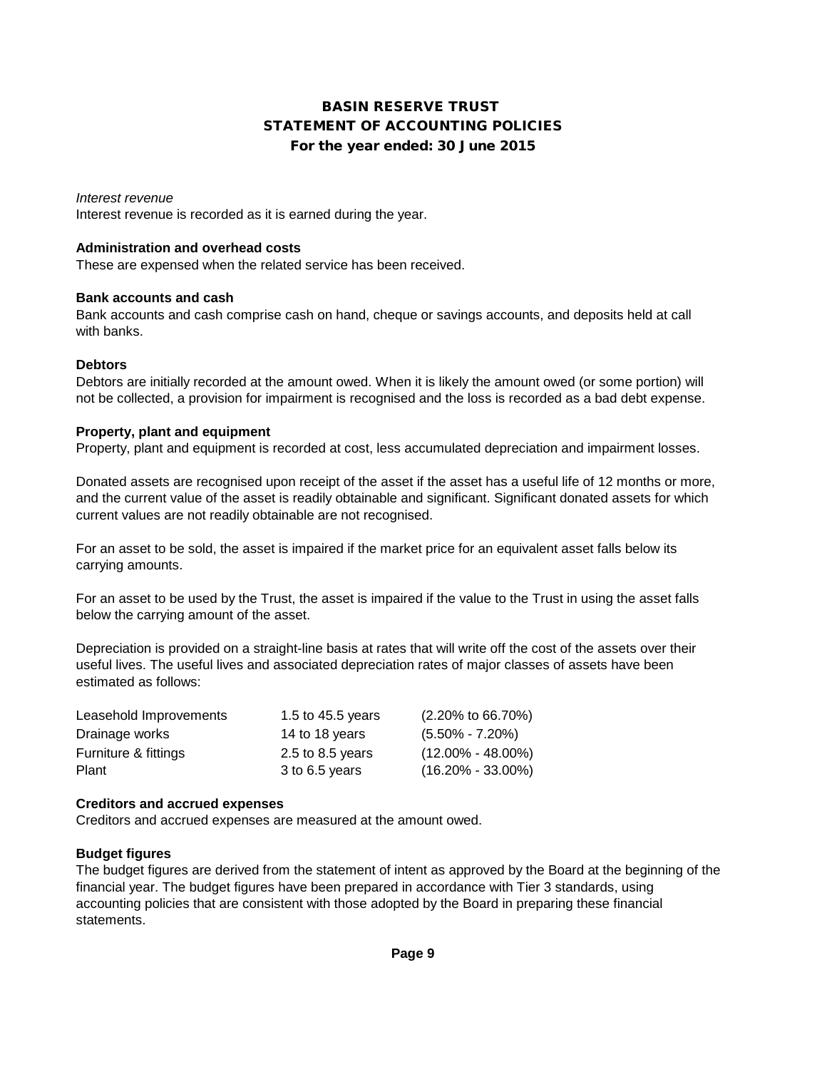# BASIN RESERVE TRUST
## STATEMENT OF ACCOUNTING POLICIES
### For the year ended: 30 June 2015

*Interest revenue*
Interest revenue is recorded as it is earned during the year.

**Administration and overhead costs**
These are expensed when the related service has been received.

**Bank accounts and cash**
Bank accounts and cash comprise cash on hand, cheque or savings accounts, and deposits held at call with banks.

**Debtors**
Debtors are initially recorded at the amount owed. When it is likely the amount owed (or some portion) will not be collected, a provision for impairment is recognised and the loss is recorded as a bad debt expense.

**Property, plant and equipment**
Property, plant and equipment is recorded at cost, less accumulated depreciation and impairment losses.

Donated assets are recognised upon receipt of the asset if the asset has a useful life of 12 months or more, and the current value of the asset is readily obtainable and significant. Significant donated assets for which current values are not readily obtainable are not recognised.

For an asset to be sold, the asset is impaired if the market price for an equivalent asset falls below its carrying amounts.

For an asset to be used by the Trust, the asset is impaired if the value to the Trust in using the asset falls below the carrying amount of the asset.

Depreciation is provided on a straight-line basis at rates that will write off the cost of the assets over their useful lives. The useful lives and associated depreciation rates of major classes of assets have been estimated as follows:

| | | |
|---|---|---|
| Leasehold Improvements | 1.5 to 45.5 years | (2.20% to 66.70%) |
| Drainage works | 14 to 18 years | (5.50% - 7.20%) |
| Furniture & fittings | 2.5 to 8.5 years | (12.00% - 48.00%) |
| Plant | 3 to 6.5 years | (16.20% - 33.00%) |

**Creditors and accrued expenses**
Creditors and accrued expenses are measured at the amount owed.

**Budget figures**
The budget figures are derived from the statement of intent as approved by the Board at the beginning of the financial year. The budget figures have been prepared in accordance with Tier 3 standards, using accounting policies that are consistent with those adopted by the Board in preparing these financial statements.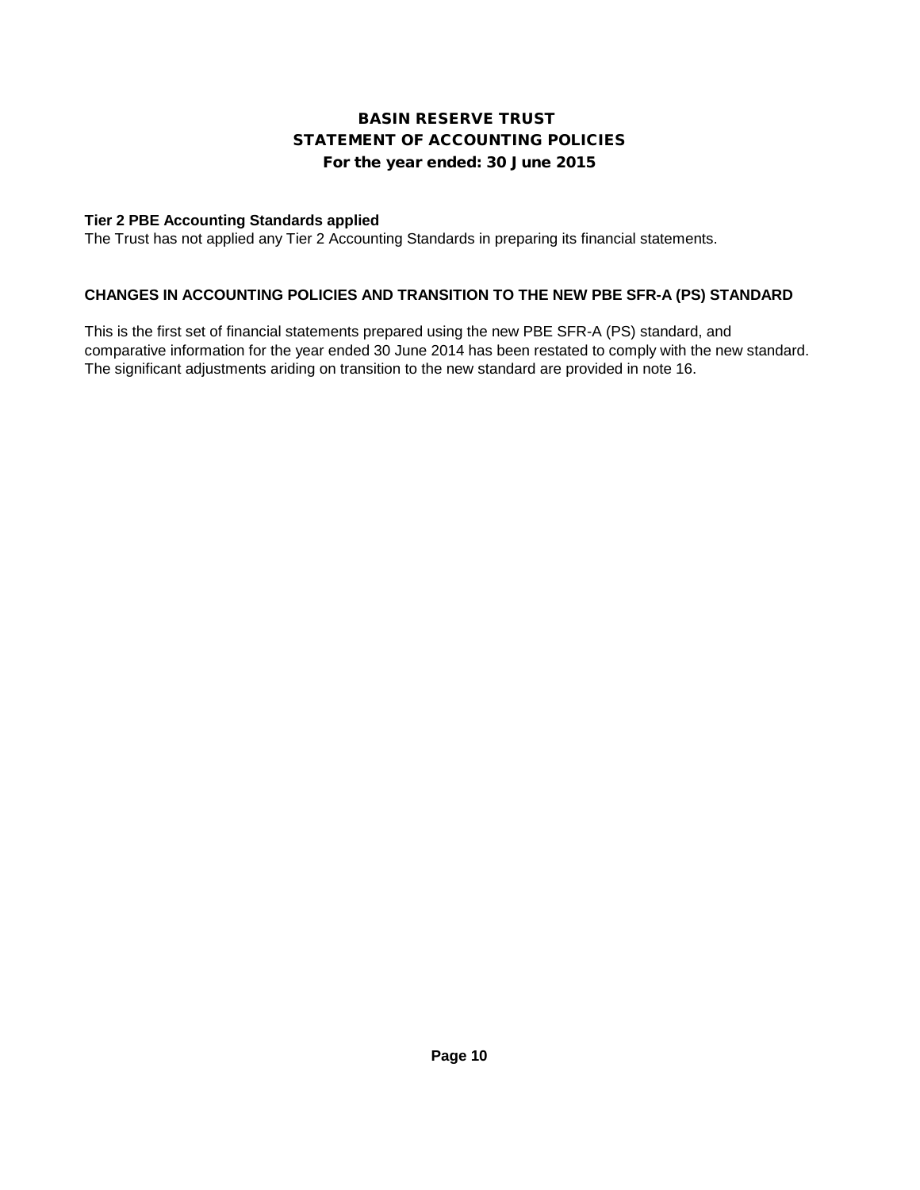# BASIN RESERVE TRUST
## STATEMENT OF ACCOUNTING POLICIES
### For the year ended: 30 June 2015

**Tier 2 PBE Accounting Standards applied**

The Trust has not applied any Tier 2 Accounting Standards in preparing its financial statements.

**CHANGES IN ACCOUNTING POLICIES AND TRANSITION TO THE NEW PBE SFR-A (PS) STANDARD**

This is the first set of financial statements prepared using the new PBE SFR-A (PS) standard, and comparative information for the year ended 30 June 2014 has been restated to comply with the new standard. The significant adjustments ariding on transition to the new standard are provided in note 16.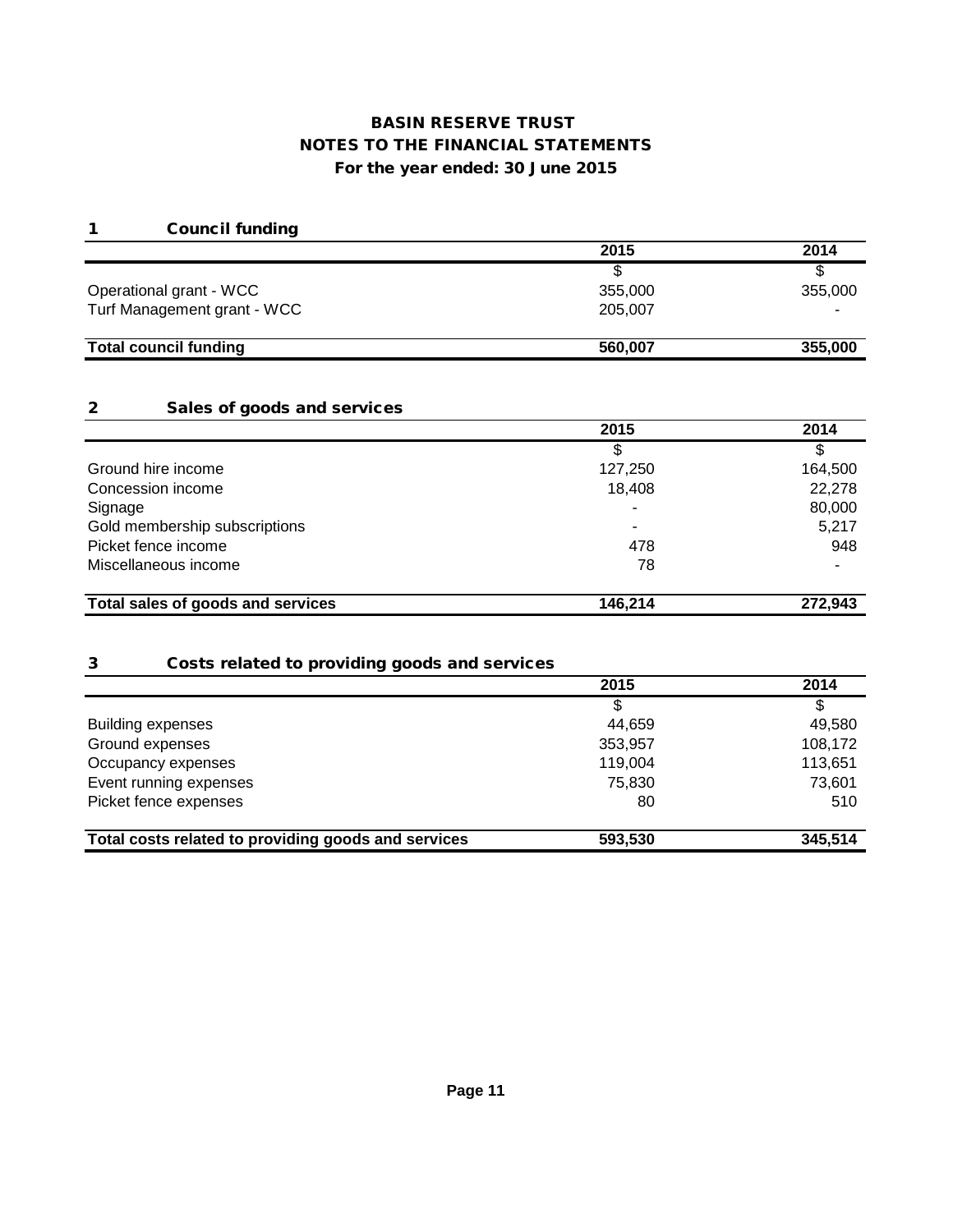# BASIN RESERVE TRUST
# NOTES TO THE FINANCIAL STATEMENTS
## For the year ended: 30 June 2015

### 1 Council funding

| | 2015 | 2014 |
|---|---|---|
| | $ | $ |
| Operational grant - WCC | 355,000 | 355,000 |
| Turf Management grant - WCC | 205,007 | - |
| **Total council funding** | **560,007** | **355,000** |

### 2 Sales of goods and services

| | 2015 | 2014 |
|---|---|---|
| | $ | $ |
| Ground hire income | 127,250 | 164,500 |
| Concession income | 18,408 | 22,278 |
| Signage | - | 80,000 |
| Gold membership subscriptions | - | 5,217 |
| Picket fence income | 478 | 948 |
| Miscellaneous income | 78 | - |
| **Total sales of goods and services** | **146,214** | **272,943** |

### 3 Costs related to providing goods and services

| | 2015 | 2014 |
|---|---|---|
| | $ | $ |
| Building expenses | 44,659 | 49,580 |
| Ground expenses | 353,957 | 108,172 |
| Occupancy expenses | 119,004 | 113,651 |
| Event running expenses | 75,830 | 73,601 |
| Picket fence expenses | 80 | 510 |
| **Total costs related to providing goods and services** | **593,530** | **345,514** |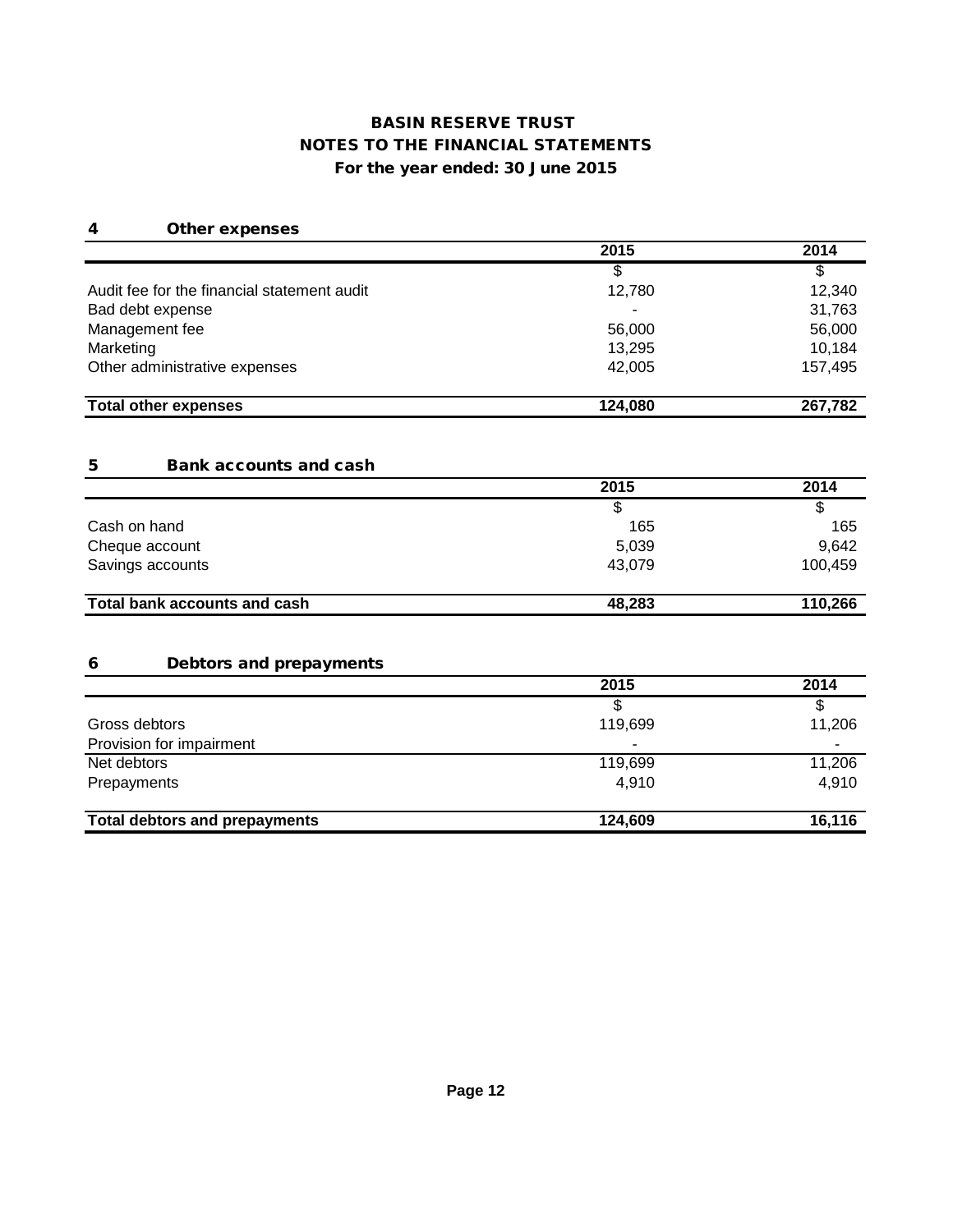# BASIN RESERVE TRUST
# NOTES TO THE FINANCIAL STATEMENTS
## For the year ended: 30 June 2015

### 4 Other expenses

| | 2015 | 2014 |
|---|---|---|
| | $ | $ |
| Audit fee for the financial statement audit | 12,780 | 12,340 |
| Bad debt expense | - | 31,763 |
| Management fee | 56,000 | 56,000 |
| Marketing | 13,295 | 10,184 |
| Other administrative expenses | 42,005 | 157,495 |
| **Total other expenses** | **124,080** | **267,782** |

### 5 Bank accounts and cash

| | 2015 | 2014 |
|---|---|---|
| | $ | $ |
| Cash on hand | 165 | 165 |
| Cheque account | 5,039 | 9,642 |
| Savings accounts | 43,079 | 100,459 |
| **Total bank accounts and cash** | **48,283** | **110,266** |

### 6 Debtors and prepayments

| | 2015 | 2014 |
|---|---|---|
| | $ | $ |
| Gross debtors | 119,699 | 11,206 |
| Provision for impairment | - | - |
| Net debtors | 119,699 | 11,206 |
| Prepayments | 4,910 | 4,910 |
| **Total debtors and prepayments** | **124,609** | **16,116** |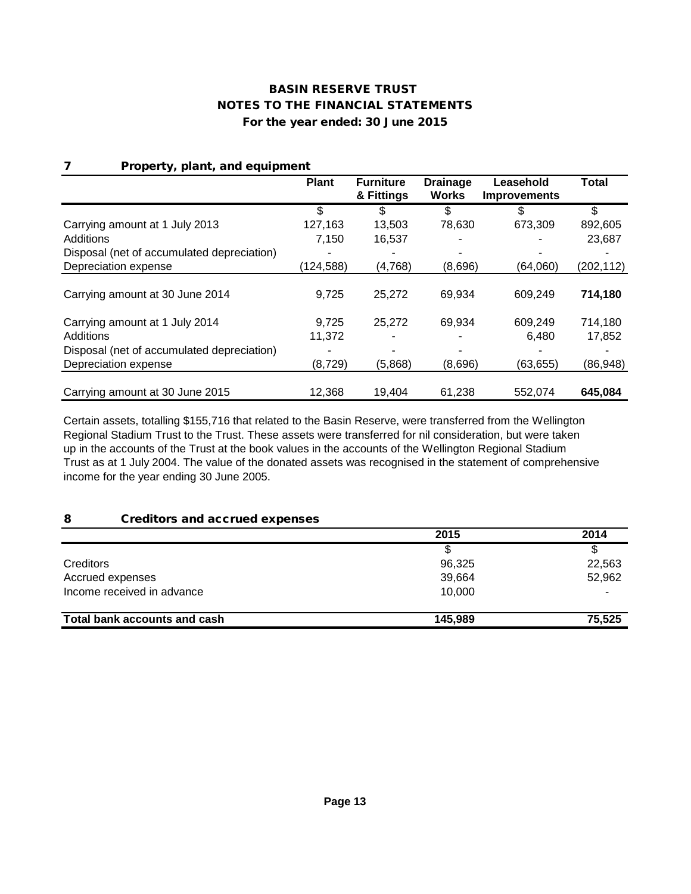# BASIN RESERVE TRUST
# NOTES TO THE FINANCIAL STATEMENTS
## For the year ended: 30 June 2015

### 7 Property, plant, and equipment

| | Plant | Furniture & Fittings | Drainage Works | Leasehold Improvements | Total |
|---|---|---|---|---|---|
| | $ | $ | $ | $ | $ |
| Carrying amount at 1 July 2013 | 127,163 | 13,503 | 78,630 | 673,309 | 892,605 |
| Additions | 7,150 | 16,537 | - | - | 23,687 |
| Disposal (net of accumulated depreciation) | - | - | - | - | - |
| Depreciation expense | (124,588) | (4,768) | (8,696) | (64,060) | (202,112) |
| Carrying amount at 30 June 2014 | 9,725 | 25,272 | 69,934 | 609,249 | **714,180** |
| Carrying amount at 1 July 2014 | 9,725 | 25,272 | 69,934 | 609,249 | 714,180 |
| Additions | 11,372 | - | - | 6,480 | 17,852 |
| Disposal (net of accumulated depreciation) | - | - | - | - | - |
| Depreciation expense | (8,729) | (5,868) | (8,696) | (63,655) | (86,948) |
| Carrying amount at 30 June 2015 | 12,368 | 19,404 | 61,238 | 552,074 | **645,084** |

Certain assets, totalling $155,716 that related to the Basin Reserve, were transferred from the Wellington Regional Stadium Trust to the Trust. These assets were transferred for nil consideration, but were taken up in the accounts of the Trust at the book values in the accounts of the Wellington Regional Stadium Trust as at 1 July 2004. The value of the donated assets was recognised in the statement of comprehensive income for the year ending 30 June 2005.

### 8 Creditors and accrued expenses

| | 2015 | 2014 |
|---|---|---|
| | $ | $ |
| Creditors | 96,325 | 22,563 |
| Accrued expenses | 39,664 | 52,962 |
| Income received in advance | 10,000 | - |
| **Total bank accounts and cash** | **145,989** | **75,525** |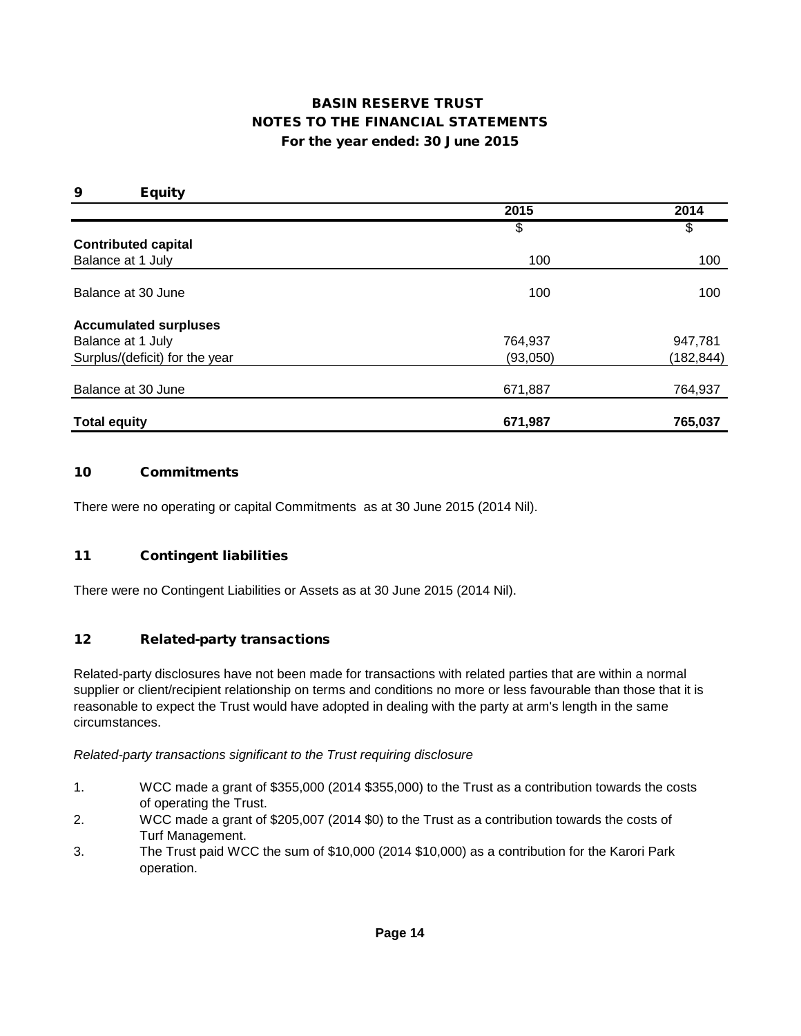# BASIN RESERVE TRUST
## NOTES TO THE FINANCIAL STATEMENTS
### For the year ended: 30 June 2015

## 9 Equity

| | 2015 | 2014 |
|---|---|---|
| | $ | $ |
| **Contributed capital** | | |
| Balance at 1 July | 100 | 100 |
| Balance at 30 June | 100 | 100 |
| **Accumulated surpluses** | | |
| Balance at 1 July | 764,937 | 947,781 |
| Surplus/(deficit) for the year | (93,050) | (182,844) |
| Balance at 30 June | 671,887 | 764,937 |
| **Total equity** | **671,987** | **765,037** |

## 10 Commitments

There were no operating or capital Commitments as at 30 June 2015 (2014 Nil).

## 11 Contingent liabilities

There were no Contingent Liabilities or Assets as at 30 June 2015 (2014 Nil).

## 12 Related-party transactions

Related-party disclosures have not been made for transactions with related parties that are within a normal supplier or client/recipient relationship on terms and conditions no more or less favourable than those that it is reasonable to expect the Trust would have adopted in dealing with the party at arm's length in the same circumstances.

*Related-party transactions significant to the Trust requiring disclosure*

1. WCC made a grant of $355,000 (2014 $355,000) to the Trust as a contribution towards the costs of operating the Trust.
2. WCC made a grant of $205,007 (2014 $0) to the Trust as a contribution towards the costs of Turf Management.
3. The Trust paid WCC the sum of $10,000 (2014 $10,000) as a contribution for the Karori Park operation.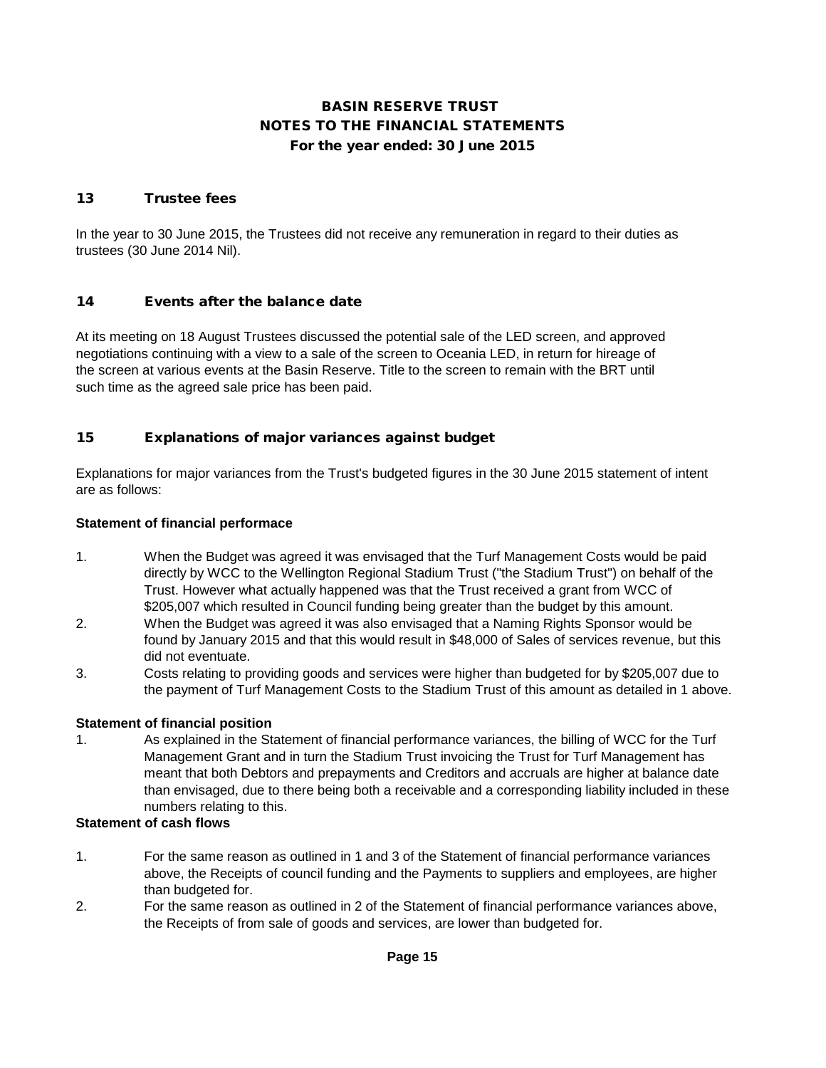# BASIN RESERVE TRUST
## NOTES TO THE FINANCIAL STATEMENTS
### For the year ended: 30 June 2015

## 13 Trustee fees

In the year to 30 June 2015, the Trustees did not receive any remuneration in regard to their duties as trustees (30 June 2014 Nil).

## 14 Events after the balance date

At its meeting on 18 August Trustees discussed the potential sale of the LED screen, and approved negotiations continuing with a view to a sale of the screen to Oceania LED, in return for hireage of the screen at various events at the Basin Reserve. Title to the screen to remain with the BRT until such time as the agreed sale price has been paid.

## 15 Explanations of major variances against budget

Explanations for major variances from the Trust's budgeted figures in the 30 June 2015 statement of intent are as follows:

**Statement of financial performace**

1. When the Budget was agreed it was envisaged that the Turf Management Costs would be paid directly by WCC to the Wellington Regional Stadium Trust ("the Stadium Trust") on behalf of the Trust. However what actually happened was that the Trust received a grant from WCC of $205,007 which resulted in Council funding being greater than the budget by this amount.
2. When the Budget was agreed it was also envisaged that a Naming Rights Sponsor would be found by January 2015 and that this would result in $48,000 of Sales of services revenue, but this did not eventuate.
3. Costs relating to providing goods and services were higher than budgeted for by $205,007 due to the payment of Turf Management Costs to the Stadium Trust of this amount as detailed in 1 above.

**Statement of financial position**

1. As explained in the Statement of financial performance variances, the billing of WCC for the Turf Management Grant and in turn the Stadium Trust invoicing the Trust for Turf Management has meant that both Debtors and prepayments and Creditors and accruals are higher at balance date than envisaged, due to there being both a receivable and a corresponding liability included in these numbers relating to this.

**Statement of cash flows**

1. For the same reason as outlined in 1 and 3 of the Statement of financial performance variances above, the Receipts of council funding and the Payments to suppliers and employees, are higher than budgeted for.
2. For the same reason as outlined in 2 of the Statement of financial performance variances above, the Receipts of from sale of goods and services, are lower than budgeted for.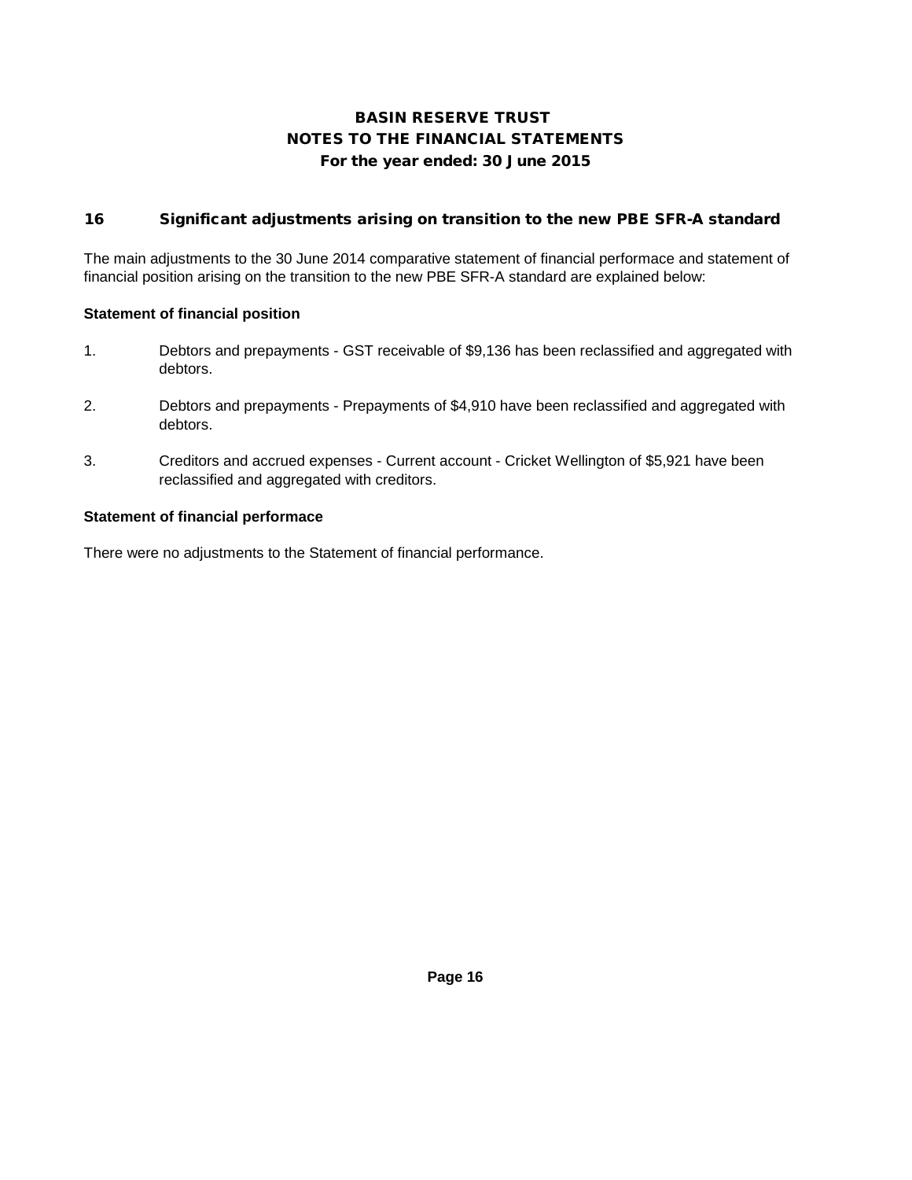# BASIN RESERVE TRUST
## NOTES TO THE FINANCIAL STATEMENTS
### For the year ended: 30 June 2015

## 16 Significant adjustments arising on transition to the new PBE SFR-A standard

The main adjustments to the 30 June 2014 comparative statement of financial performace and statement of financial position arising on the transition to the new PBE SFR-A standard are explained below:

**Statement of financial position**

1. Debtors and prepayments - GST receivable of $9,136 has been reclassified and aggregated with debtors.

2. Debtors and prepayments - Prepayments of $4,910 have been reclassified and aggregated with debtors.

3. Creditors and accrued expenses - Current account - Cricket Wellington of $5,921 have been reclassified and aggregated with creditors.

**Statement of financial performace**

There were no adjustments to the Statement of financial performance.